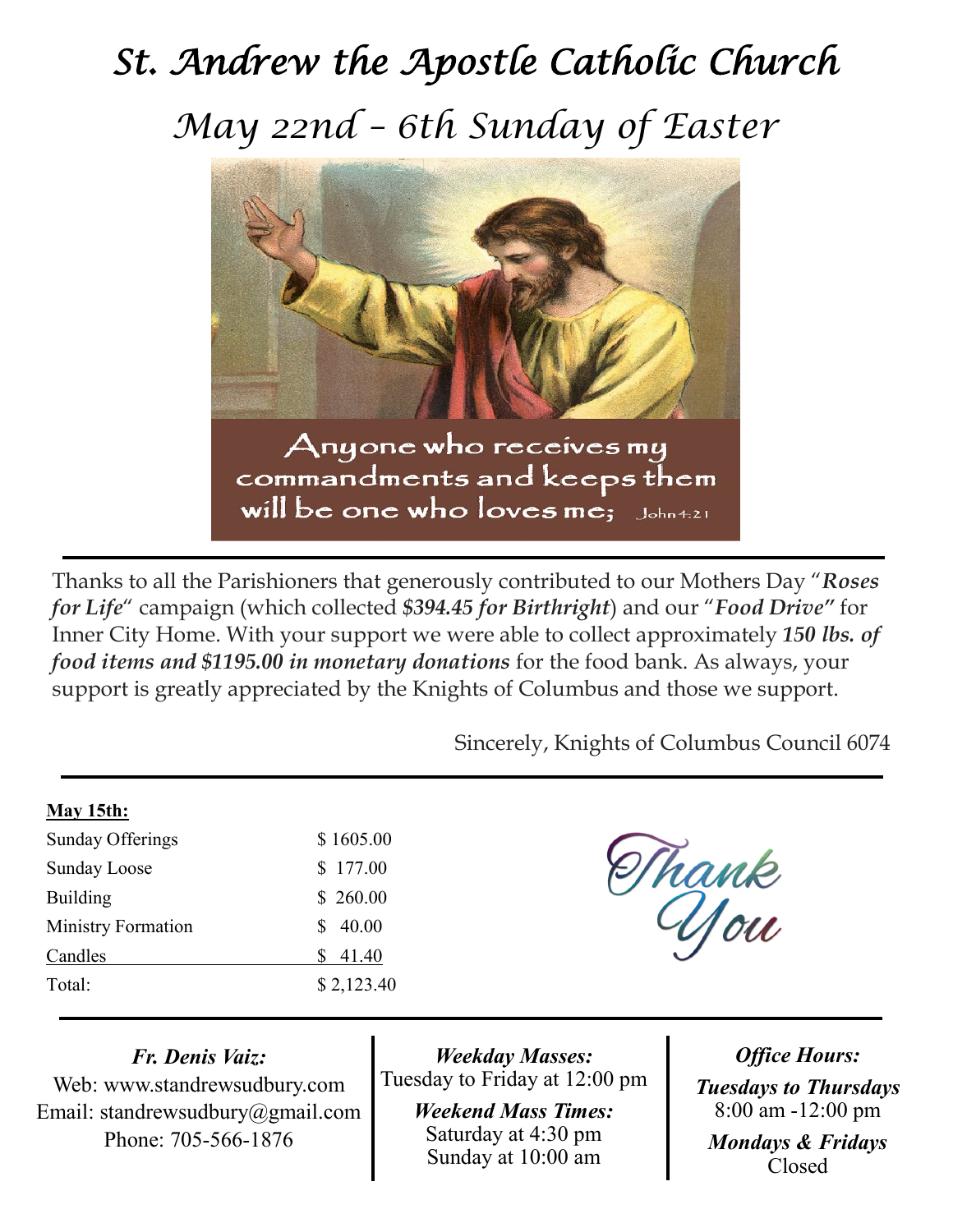# St. Andrew the Apostle Catholic Church

## May 22nd – 6th Sunday of Easter

Anyone who receives my commandments and keeps them will be one who loves me; John 14:21

---

Thanks to all the Parishioners that generously contributed to our Mothers Day "***Roses for Life***" campaign (which collected ***$394.45 for Birthright***) and our "***Food Drive***" for Inner City Home. With your support we were able to collect approximately ***150 lbs. of food items and $1195.00 in monetary donations*** for the food bank. As always, your support is greatly appreciated by the Knights of Columbus and those we support.

Sincerely, Knights of Columbus Council 6074

---

**May 15th:**

| | |
|---|---|
| Sunday Offerings | $ 1605.00 |
| Sunday Loose | $ 177.00 |
| Building | $ 260.00 |
| Ministry Formation | $ 40.00 |
| Candles | $ 41.40 |
| Total: | $ 2,123.40 |

Thank You

---

***Fr. Denis Vaiz:***
Web: www.standrewsudbury.com
Email: standrewsudbury@gmail.com
Phone: 705-566-1876

***Weekday Masses:***
Tuesday to Friday at 12:00 pm

***Weekend Mass Times:***
Saturday at 4:30 pm
Sunday at 10:00 am

***Office Hours:***

***Tuesdays to Thursdays***
8:00 am -12:00 pm

***Mondays & Fridays***
Closed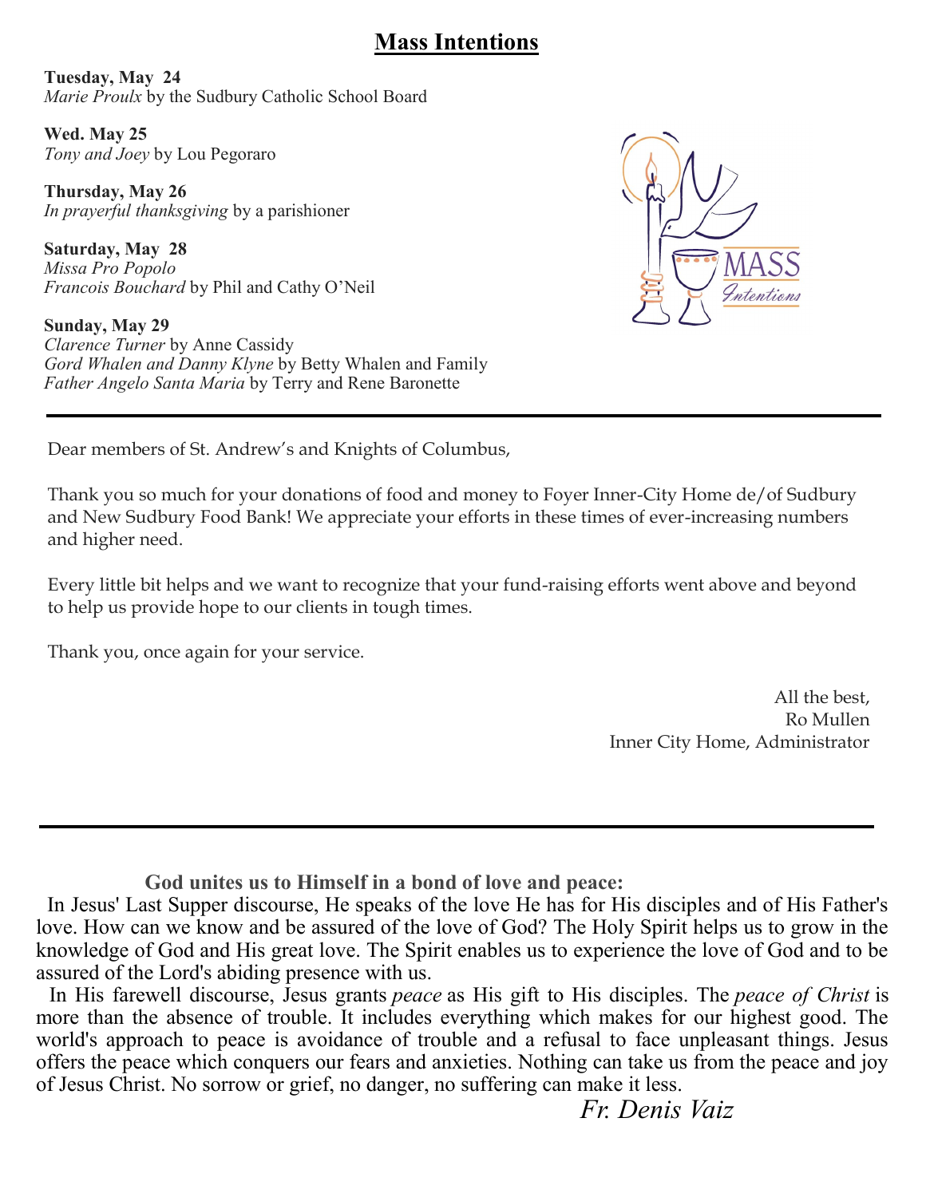## Mass Intentions

**Tuesday, May 24**
*Marie Proulx* by the Sudbury Catholic School Board

**Wed. May 25**
*Tony and Joey* by Lou Pegoraro

**Thursday, May 26**
*In prayerful thanksgiving* by a parishioner

**Saturday, May 28**
*Missa Pro Popolo*
*Francois Bouchard* by Phil and Cathy O'Neil

**Sunday, May 29**
*Clarence Turner* by Anne Cassidy
*Gord Whalen and Danny Klyne* by Betty Whalen and Family
*Father Angelo Santa Maria* by Terry and Rene Baronette

---

Dear members of St. Andrew's and Knights of Columbus,

Thank you so much for your donations of food and money to Foyer Inner-City Home de/of Sudbury and New Sudbury Food Bank! We appreciate your efforts in these times of ever-increasing numbers and higher need.

Every little bit helps and we want to recognize that your fund-raising efforts went above and beyond to help us provide hope to our clients in tough times.

Thank you, once again for your service.

All the best,
Ro Mullen
Inner City Home, Administrator

---

**God unites us to Himself in a bond of love and peace:**

In Jesus' Last Supper discourse, He speaks of the love He has for His disciples and of His Father's love. How can we know and be assured of the love of God? The Holy Spirit helps us to grow in the knowledge of God and His great love. The Spirit enables us to experience the love of God and to be assured of the Lord's abiding presence with us.

In His farewell discourse, Jesus grants *peace* as His gift to His disciples. The *peace of Christ* is more than the absence of trouble. It includes everything which makes for our highest good. The world's approach to peace is avoidance of trouble and a refusal to face unpleasant things. Jesus offers the peace which conquers our fears and anxieties. Nothing can take us from the peace and joy of Jesus Christ. No sorrow or grief, no danger, no suffering can make it less.

*Fr. Denis Vaiz*